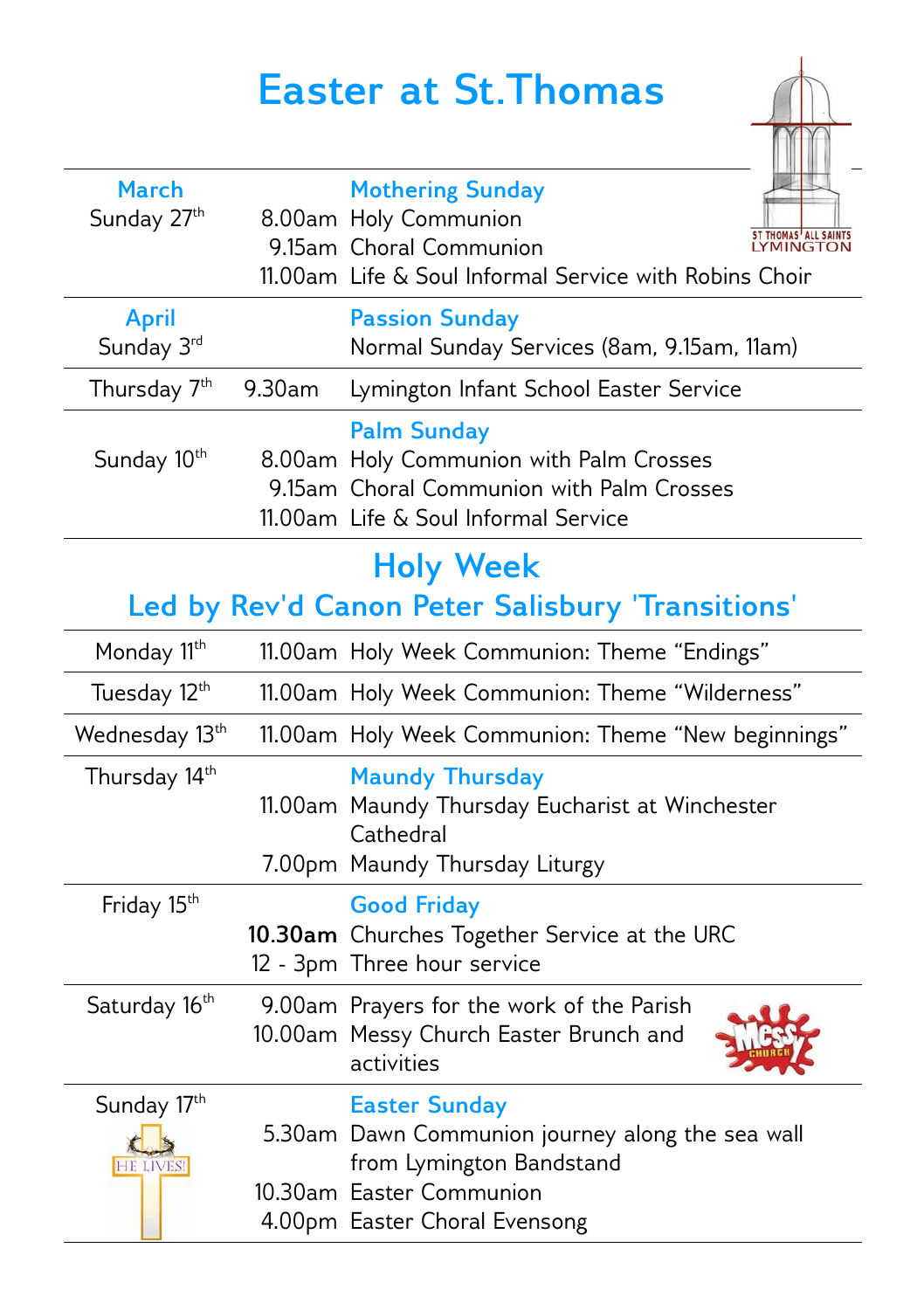# Easter at St.Thomas

ST THOMAS' ALL SAINTS LYMINGTON

| | | |
|---|---|---|
| **March** Sunday 27th | | **Mothering Sunday** |
| | 8.00am | Holy Communion |
| | 9.15am | Choral Communion |
| | 11.00am | Life & Soul Informal Service with Robins Choir |
| **April** Sunday 3rd | | **Passion Sunday** |
| | | Normal Sunday Services (8am, 9.15am, 11am) |
| Thursday 7th | 9.30am | Lymington Infant School Easter Service |
| Sunday 10th | | **Palm Sunday** |
| | 8.00am | Holy Communion with Palm Crosses |
| | 9.15am | Choral Communion with Palm Crosses |
| | 11.00am | Life & Soul Informal Service |

## Holy Week

### Led by Rev'd Canon Peter Salisbury 'Transitions'

| | | |
|---|---|---|
| Monday 11th | 11.00am | Holy Week Communion: Theme "Endings" |
| Tuesday 12th | 11.00am | Holy Week Communion: Theme "Wilderness" |
| Wednesday 13th | 11.00am | Holy Week Communion: Theme "New beginnings" |
| Thursday 14th | | **Maundy Thursday** |
| | 11.00am | Maundy Thursday Eucharist at Winchester Cathedral |
| | 7.00pm | Maundy Thursday Liturgy |
| Friday 15th | | **Good Friday** |
| | **10.30am** | Churches Together Service at the URC |
| | 12 - 3pm | Three hour service |
| Saturday 16th | 9.00am | Prayers for the work of the Parish |
| | 10.00am | Messy Church Easter Brunch and activities |
| Sunday 17th | | **Easter Sunday** |
| | 5.30am | Dawn Communion journey along the sea wall from Lymington Bandstand |
| | 10.30am | Easter Communion |
| | 4.00pm | Easter Choral Evensong |

HE LIVES!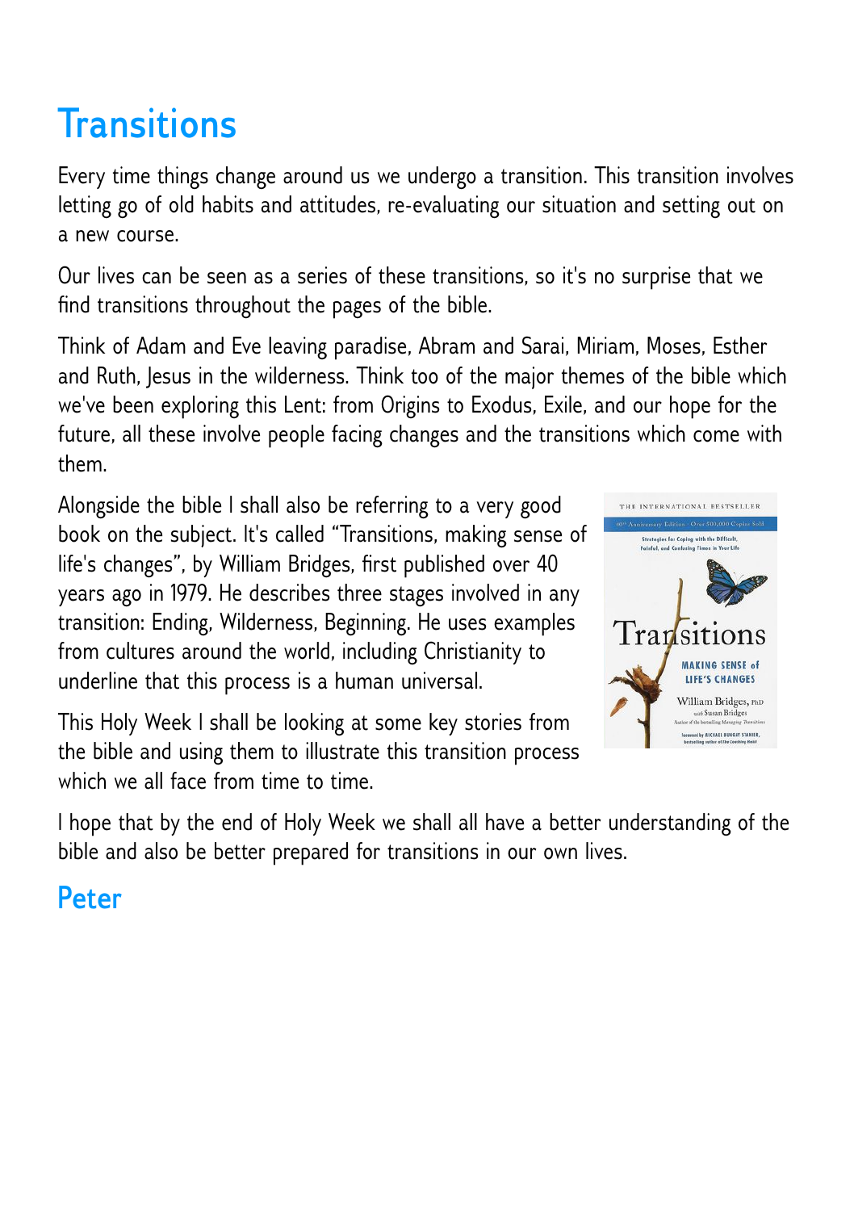# Transitions

Every time things change around us we undergo a transition. This transition involves letting go of old habits and attitudes, re-evaluating our situation and setting out on a new course.

Our lives can be seen as a series of these transitions, so it's no surprise that we find transitions throughout the pages of the bible.

Think of Adam and Eve leaving paradise, Abram and Sarai, Miriam, Moses, Esther and Ruth, Jesus in the wilderness. Think too of the major themes of the bible which we've been exploring this Lent: from Origins to Exodus, Exile, and our hope for the future, all these involve people facing changes and the transitions which come with them.

Alongside the bible I shall also be referring to a very good book on the subject. It's called "Transitions, making sense of life's changes", by William Bridges, first published over 40 years ago in 1979. He describes three stages involved in any transition: Ending, Wilderness, Beginning. He uses examples from cultures around the world, including Christianity to underline that this process is a human universal.

This Holy Week I shall be looking at some key stories from the bible and using them to illustrate this transition process which we all face from time to time.

I hope that by the end of Holy Week we shall all have a better understanding of the bible and also be better prepared for transitions in our own lives.

## Peter